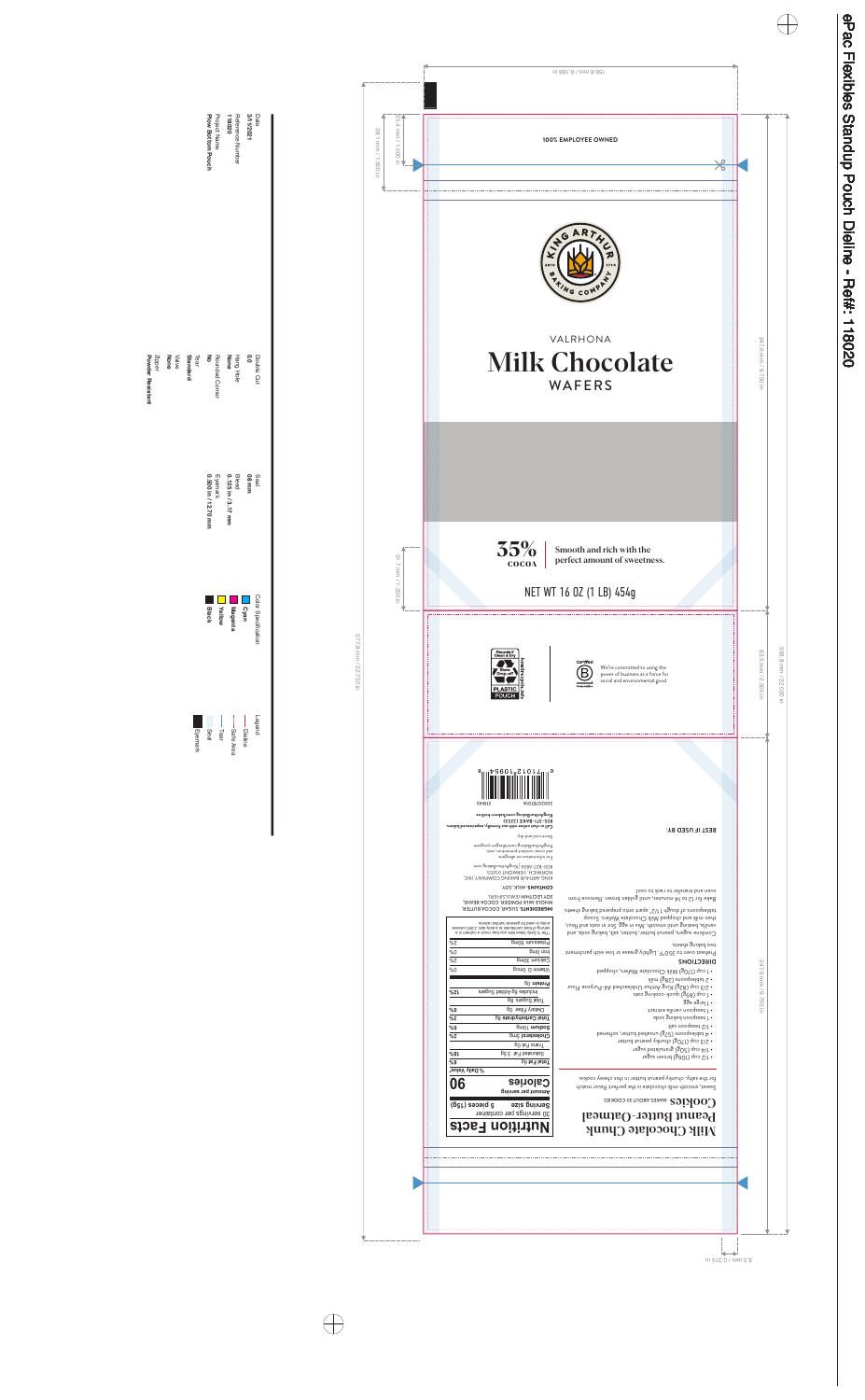# ePac Flexibles Standup Pouch Dieline - Ref#: 118020

Date
3/1/2021

Reference Number
118020

Project Name
Pow Bottom Pouch

Double Cut
0.0

Hang Hole
None

Rounded Corner
No

Tear
Standard

Valve
None

Zipper
Powder Resistant

Seal
08 mm

Bleed
0.125 in / 3.17 mm

Eyemark
0.500 in / 12.70 mm

Color Specification
- Cyan
- Magenta
- Yellow
- Black

Legend
- Dieline
- Safe Area
- Tear
- Seal
- Eyemark

156.8 mm / 6.188 in

25.4 mm / 1.000 in

38.1 mm / 1.500 in

31.7 mm / 1.250 in

577.8 mm / 22.750 in

247.6 mm / 9.750 in

63.5 mm / 2.500 in

558.8 mm / 22.000 in

247.6 mm / 9.750 in

8.0 mm / 0.315 in

100% EMPLOYEE OWNED

KING ARTHUR BAKING COMPANY — ESTD 1790

VALRHONA

# Milk Chocolate

WAFERS

**35%** COCOA | Smooth and rich with the perfect amount of sweetness.

NET WT 16 OZ (1 LB) 454g

Recycle if Clean & Dry — Store Drop-off — PLASTIC POUCH — how2recycle.info

Certified B Corporation — We're committed to using the power of business as a force for social and environmental good.

BEST IF USED BY:

## Milk Chocolate Chunk Peanut Butter-Oatmeal Cookies

MAKES ABOUT 30 COOKIES

Sweet, smooth milk chocolate is the perfect flavor match for the salty, chunky peanut butter in this chewy cookie.

- 1/2 cup (106g) brown sugar
- 1/4 cup (50g) granulated sugar
- 2/3 cup (170g) chunky peanut butter
- 4 tablespoons (57g) unsalted butter, softened
- 1/2 teaspoon salt
- 1 teaspoon baking soda
- 1 teaspoon vanilla extract
- 1 large egg
- 1 cup (89g) quick-cooking oats
- 2/3 cup (80g) King Arthur Unbleached All-Purpose Flour
- 2 tablespoons (28g) milk
- 1 cup (170g) Milk Chocolate Wafers, chopped

**DIRECTIONS**

Preheat oven to 350°F. Lightly grease or line with parchment two baking sheets.

Combine sugars, peanut butter, butter, salt, baking soda, and vanilla, beating until smooth. Mix in egg. Stir in oats and flour, then milk and chopped Milk Chocolate Wafers. Scoop tablespoons of dough 1 1/2" apart onto prepared baking sheets.

Bake for 12 to 14 minutes, until golden brown. Remove from oven and transfer to rack to cool.

## Nutrition Facts

30 servings per container

**Serving size 5 pieces (15g)**

Amount per serving

**Calories 90**

| | % Daily Value* |
|---|---|
| **Total Fat** 6g | 8% |
| Saturated Fat 3.5g | 18% |
| Trans Fat 0g | |
| **Cholesterol** 5mg | 2% |
| **Sodium** 10mg | 0% |
| **Total Carbohydrate** 8g | 3% |
| Dietary Fiber 0g | 0% |
| Total Sugars 8g | |
| Includes 8g Added Sugars | 17% |
| **Protein** 1g | |
| Vitamin D 0mcg | 0% |
| Calcium 30mg | 2% |
| Iron 0mg | 0% |
| Potassium 50mg | 2% |

*The % Daily Value tells you how much a nutrient in a serving of food contributes to a daily diet. 2,000 calories a day is used for general nutrition advice.

**INGREDIENTS:** SUGAR, COCOA BUTTER, WHOLE MILK POWDER, COCOA BEANS, SOY LECITHIN (EMULSIFIER).

**CONTAINS:** MILK, SOY.

KING ARTHUR BAKING COMPANY, INC.
NORWICH, VERMONT 05055
800-827-6836 | KingArthurBaking.com

For information on allergens and cross-contact prevention, visit: KingArthurBaking.com/allergen-program

Store cool and dry.

Call or chat online with our friendly, experienced bakers.
855-371-BAKE (2253)
KingArthurBaking.com/bakers-hotline

210843

2002070020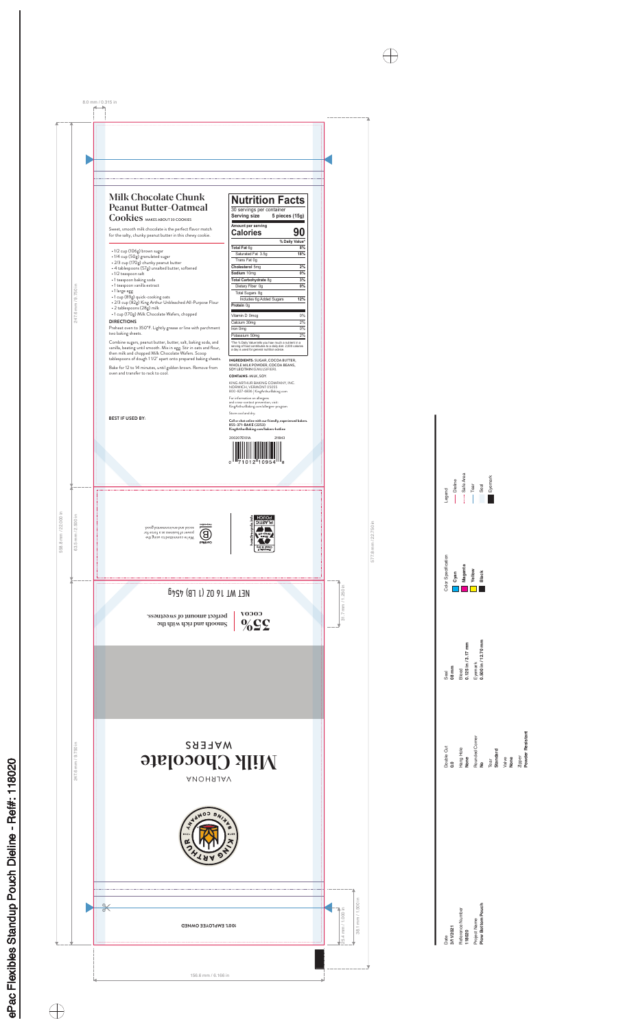ePac Flexibles Standup Pouch Dieline - Ref#: 118020

8.0 mm / 0.315 in

## Milk Chocolate Chunk Peanut Butter-Oatmeal Cookies

MAKES ABOUT 30 COOKIES

Sweet, smooth milk chocolate is the perfect flavor match for the salty, chunky peanut butter in this chewy cookie.

- 1/2 cup (106g) brown sugar
- 1/4 cup (50g) granulated sugar
- 2/3 cup (170g) chunky peanut butter
- 4 tablespoons (57g) unsalted butter, softened
- 1/2 teaspoon salt
- 1 teaspoon baking soda
- 1 teaspoon vanilla extract
- 1 large egg
- 1 cup (89g) quick-cooking oats
- 2/3 cup (82g) King Arthur Unbleached All-Purpose Flour
- 2 tablespoons (28g) milk
- 1 cup (170g) Milk Chocolate Wafers, chopped

### DIRECTIONS

Preheat oven to 350°F. Lightly grease or line with parchment two baking sheets.

Combine sugars, peanut butter, butter, salt, baking soda, and vanilla, beating until smooth. Mix in egg. Stir in oats and flour, then milk and chopped Milk Chocolate Wafers. Scoop tablespoons of dough 1 1/2" apart onto prepared baking sheets.

Bake for 12 to 14 minutes, until golden brown. Remove from oven and transfer to rack to cool.

**BEST IF USED BY:**

## Nutrition Facts

30 servings per container

**Serving size 5 pieces (15g)**

| Amount per serving | |
|---|---|
| **Calories** | **90** |
| | **% Daily Value*** |
| **Total Fat** 6g | **8%** |
| Saturated Fat 3.5g | **18%** |
| *Trans* Fat 0g | |
| **Cholesterol** 5mg | **2%** |
| **Sodium** 10mg | **0%** |
| **Total Carbohydrate** 8g | **3%** |
| Dietary Fiber 0g | **0%** |
| Total Sugars 8g | |
| Includes 6g Added Sugars | **12%** |
| **Protein** 0g | |
| Vitamin D 0mcg | 0% |
| Calcium 30mg | 2% |
| Iron 0mg | 0% |
| Potassium 50mg | 2% |

*The % Daily Value tells you how much a nutrient in a serving of food contributes to a daily diet. 2,000 calories a day is used for general nutrition advice.

**INGREDIENTS:** SUGAR, COCOA BUTTER, WHOLE MILK POWDER, COCOA BEANS, SOY LECITHIN (EMULSIFIER).

**CONTAINS:** MILK, SOY.

KING ARTHUR BAKING COMPANY, INC.
NORWICH, VERMONT 05055
800-827-6836 | KingArthurBaking.com

For information on allergens and cross-contact prevention, visit: KingArthurBaking.com/allergen-program

Store cool and dry.

**Call or chat online with our friendly, experienced bakers. 855-371-BAKE (2253) KingArthurBaking.com/bakers-hotline**

200207E101A 211843

0 71012 10954 8

We're committed to using the power of business as a force for social and environmental good.

Certified B Corporation

PLASTIC POUCH — Store Drop-off — how2recycle.info

NET WT 16 OZ (1 LB) 454g

55% COCOA

Smooth and rich with the perfect amount of sweetness.

VALRHONA

# Milk Chocolate

WAFERS

KING ARTHUR BAKING COMPANY

100% EMPLOYEE OWNED

247.6 mm / 9.750 in

63.5 mm / 2.500 in

247.6 mm / 9.750 in

558.8 mm / 22.000 in

577.8 mm / 22.750 in

31.7 mm / 1.250 in

25.4 mm / 1.000 in

38.1 mm / 1.500 in

156.6 mm / 6.166 in

| | |
|---|---|
| Date | **3/1/2021** |
| Reference Number | **118020** |
| Project Name | **Plow Bottom Pouch** |
| Double Cut | **0.0** |
| Hang Hole | **None** |
| Rounded Corner | **No** |
| Tear | **Standard** |
| Valve | **None** |
| Zipper | **Powder Resistant** |
| Seal | **08 mm** |
| Bleed | **0.125 in / 3.17 mm** |
| Eyemark | **0.500 in / 12.70 mm** |

Color Specification: Cyan, Magenta, Yellow, Black

Legend: Dieline, Safe Area, Tear, Seal, Eyemark